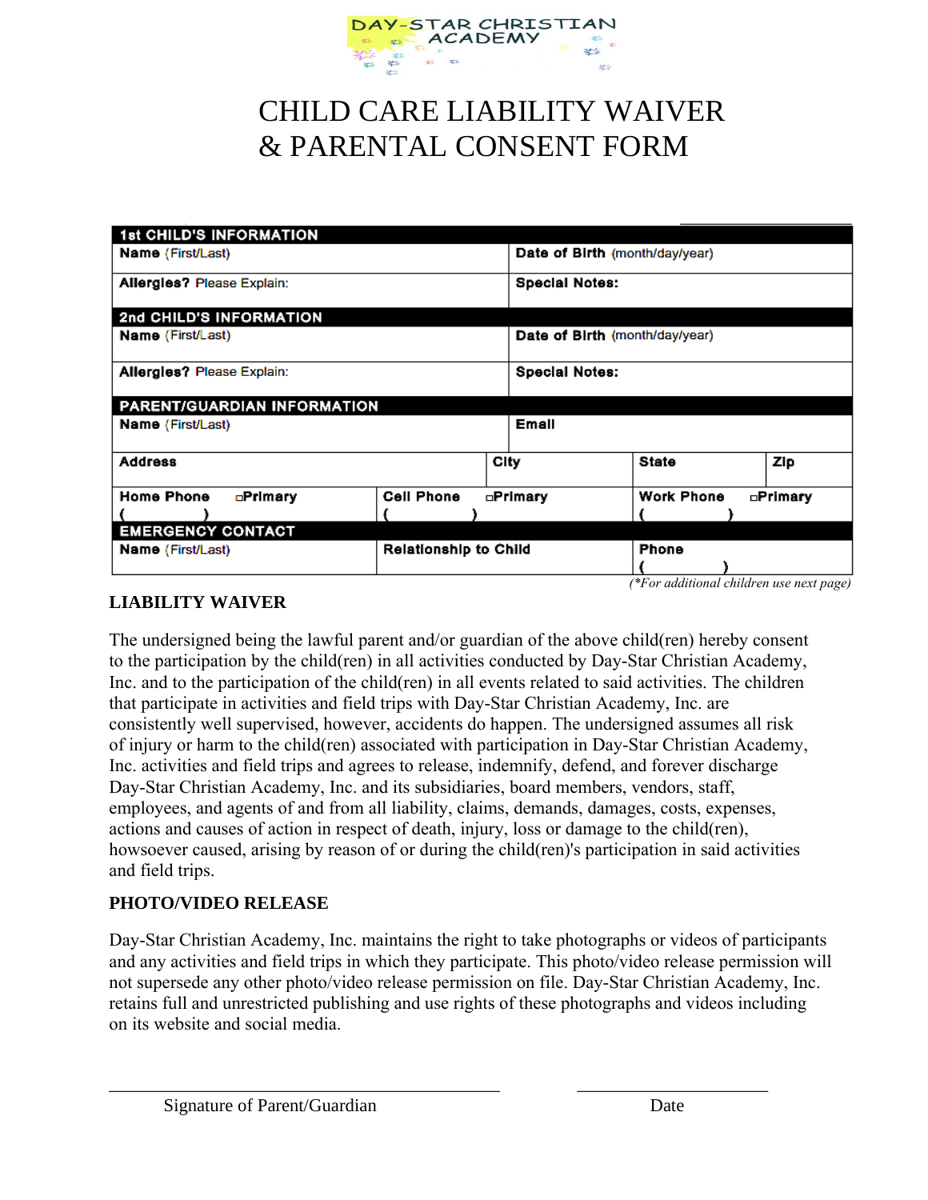DAY-STAR CHRISTIAN ACADEMY

# CHILD CARE LIABILITY WAIVER & PARENTAL CONSENT FORM

| **1st CHILD'S INFORMATION** | |
|---|---|
| **Name** (First/Last) | **Date of Birth** (month/day/year) |
| **Allergies?** Please Explain: | **Special Notes:** |

| **2nd CHILD'S INFORMATION** | |
|---|---|
| **Name** (First/Last) | **Date of Birth** (month/day/year) |
| **Allergies?** Please Explain: | **Special Notes:** |

| **PARENT/GUARDIAN INFORMATION** | | | |
|---|---|---|---|
| **Name** (First/Last) | | **Email** | |
| **Address** | **City** | **State** | **Zip** |
| **Home Phone** ▫**Primary** ( ) | **Cell Phone** ▫**Primary** ( ) | **Work Phone** ▫**Primary** ( ) | |

| **EMERGENCY CONTACT** | | |
|---|---|---|
| **Name** (First/Last) | **Relationship to Child** | **Phone** ( ) |

*(\*For additional children use next page)*

## LIABILITY WAIVER

The undersigned being the lawful parent and/or guardian of the above child(ren) hereby consent to the participation by the child(ren) in all activities conducted by Day-Star Christian Academy, Inc. and to the participation of the child(ren) in all events related to said activities. The children that participate in activities and field trips with Day-Star Christian Academy, Inc. are consistently well supervised, however, accidents do happen. The undersigned assumes all risk of injury or harm to the child(ren) associated with participation in Day-Star Christian Academy, Inc. activities and field trips and agrees to release, indemnify, defend, and forever discharge Day-Star Christian Academy, Inc. and its subsidiaries, board members, vendors, staff, employees, and agents of and from all liability, claims, demands, damages, costs, expenses, actions and causes of action in respect of death, injury, loss or damage to the child(ren), howsoever caused, arising by reason of or during the child(ren)'s participation in said activities and field trips.

## PHOTO/VIDEO RELEASE

Day-Star Christian Academy, Inc. maintains the right to take photographs or videos of participants and any activities and field trips in which they participate. This photo/video release permission will not supersede any other photo/video release permission on file. Day-Star Christian Academy, Inc. retains full and unrestricted publishing and use rights of these photographs and videos including on its website and social media.

___________________________________________ &nbsp;&nbsp;&nbsp;&nbsp; _____________________

Signature of Parent/Guardian &nbsp;&nbsp;&nbsp;&nbsp; Date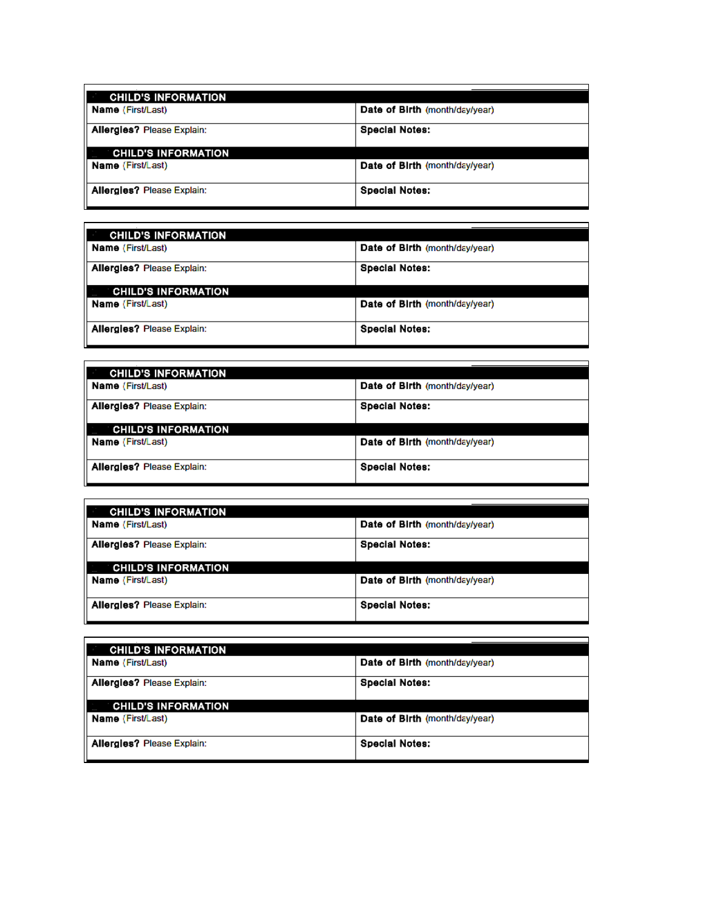| CHILD'S INFORMATION | |
|---|---|
| **Name** (First/Last) | **Date of Birth** (month/day/year) |
| **Allergies?** Please Explain: | **Special Notes:** |

| CHILD'S INFORMATION | |
|---|---|
| **Name** (First/Last) | **Date of Birth** (month/day/year) |
| **Allergies?** Please Explain: | **Special Notes:** |

| CHILD'S INFORMATION | |
|---|---|
| **Name** (First/Last) | **Date of Birth** (month/day/year) |
| **Allergies?** Please Explain: | **Special Notes:** |

| CHILD'S INFORMATION | |
|---|---|
| **Name** (First/Last) | **Date of Birth** (month/day/year) |
| **Allergies?** Please Explain: | **Special Notes:** |

| CHILD'S INFORMATION | |
|---|---|
| **Name** (First/Last) | **Date of Birth** (month/day/year) |
| **Allergies?** Please Explain: | **Special Notes:** |

| CHILD'S INFORMATION | |
|---|---|
| **Name** (First/Last) | **Date of Birth** (month/day/year) |
| **Allergies?** Please Explain: | **Special Notes:** |

| CHILD'S INFORMATION | |
|---|---|
| **Name** (First/Last) | **Date of Birth** (month/day/year) |
| **Allergies?** Please Explain: | **Special Notes:** |

| CHILD'S INFORMATION | |
|---|---|
| **Name** (First/Last) | **Date of Birth** (month/day/year) |
| **Allergies?** Please Explain: | **Special Notes:** |

| CHILD'S INFORMATION | |
|---|---|
| **Name** (First/Last) | **Date of Birth** (month/day/year) |
| **Allergies?** Please Explain: | **Special Notes:** |

| CHILD'S INFORMATION | |
|---|---|
| **Name** (First/Last) | **Date of Birth** (month/day/year) |
| **Allergies?** Please Explain: | **Special Notes:** |